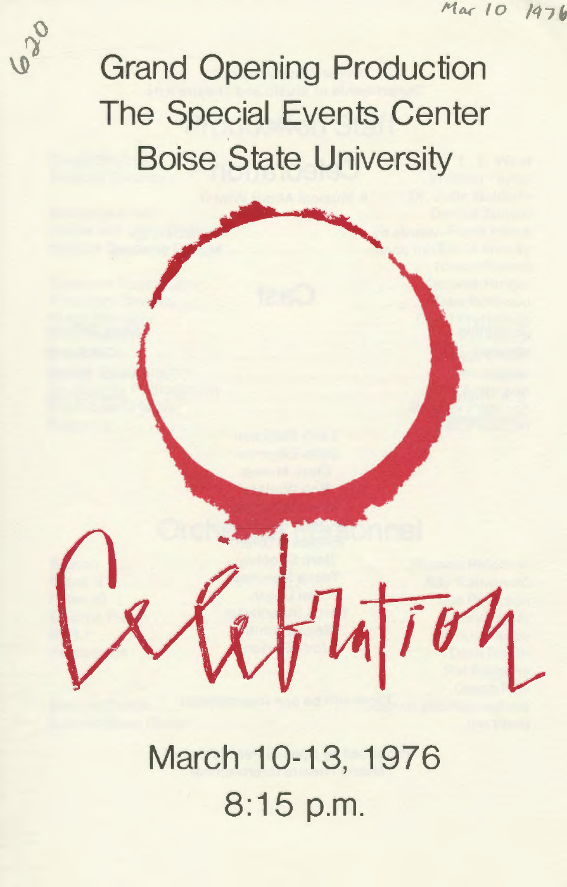# Grand Opening Production
# The Special Events Center
# Boise State University

# Celebration

March 10-13, 1976

8:15 p.m.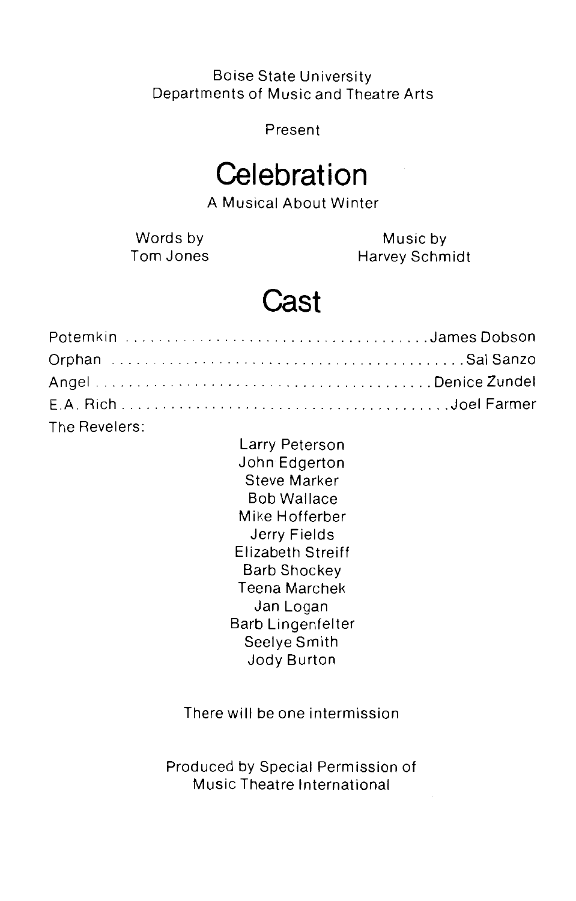Boise State University
Departments of Music and Theatre Arts

Present

# Celebration

A Musical About Winter

Words by
Tom Jones

Music by
Harvey Schmidt

## Cast

Potemkin ........................................ James Dobson
Orphan ........................................ Sal Sanzo
Angel ........................................ Denice Zundel
E.A. Rich ........................................ Joel Farmer

The Revelers:

Larry Peterson
John Edgerton
Steve Marker
Bob Wallace
Mike Hofferber
Jerry Fields
Elizabeth Streiff
Barb Shockey
Teena Marchek
Jan Logan
Barb Lingenfelter
Seelye Smith
Jody Burton

There will be one intermission

Produced by Special Permission of
Music Theatre International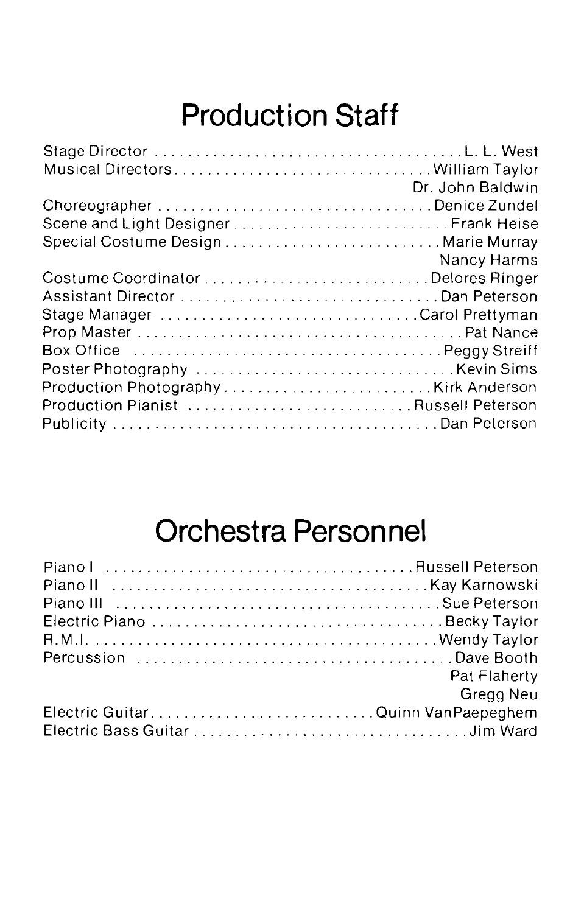# Production Staff

Stage Director . . . . . . . . . . . . . . . . . . . . . . . . . . . . . . . . . . . . . L. L. West
Musical Directors . . . . . . . . . . . . . . . . . . . . . . . . . . . . . . . William Taylor
Dr. John Baldwin
Choreographer . . . . . . . . . . . . . . . . . . . . . . . . . . . . . . . . . Denice Zundel
Scene and Light Designer . . . . . . . . . . . . . . . . . . . . . . . . . . Frank Heise
Special Costume Design . . . . . . . . . . . . . . . . . . . . . . . . . . Marie Murray
Nancy Harms
Costume Coordinator . . . . . . . . . . . . . . . . . . . . . . . . . . . . Delores Ringer
Assistant Director . . . . . . . . . . . . . . . . . . . . . . . . . . . . . . . Dan Peterson
Stage Manager . . . . . . . . . . . . . . . . . . . . . . . . . . . . . . . Carol Prettyman
Prop Master . . . . . . . . . . . . . . . . . . . . . . . . . . . . . . . . . . . . . . Pat Nance
Box Office . . . . . . . . . . . . . . . . . . . . . . . . . . . . . . . . . . . . Peggy Streiff
Poster Photography . . . . . . . . . . . . . . . . . . . . . . . . . . . . . . . Kevin Sims
Production Photography . . . . . . . . . . . . . . . . . . . . . . . . . Kirk Anderson
Production Pianist . . . . . . . . . . . . . . . . . . . . . . . . . . . Russell Peterson
Publicity . . . . . . . . . . . . . . . . . . . . . . . . . . . . . . . . . . . . . . Dan Peterson

# Orchestra Personnel

Piano I . . . . . . . . . . . . . . . . . . . . . . . . . . . . . . . . . . . . Russell Peterson
Piano II . . . . . . . . . . . . . . . . . . . . . . . . . . . . . . . . . . . . Kay Karnowski
Piano III . . . . . . . . . . . . . . . . . . . . . . . . . . . . . . . . . . . . . Sue Peterson
Electric Piano . . . . . . . . . . . . . . . . . . . . . . . . . . . . . . . . . . Becky Taylor
R.M.I. . . . . . . . . . . . . . . . . . . . . . . . . . . . . . . . . . . . . . . . . Wendy Taylor
Percussion . . . . . . . . . . . . . . . . . . . . . . . . . . . . . . . . . . . . . Dave Booth
Pat Flaherty
Gregg Neu
Electric Guitar . . . . . . . . . . . . . . . . . . . . . . . . . . . . Quinn VanPaepeghem
Electric Bass Guitar . . . . . . . . . . . . . . . . . . . . . . . . . . . . . . . . . Jim Ward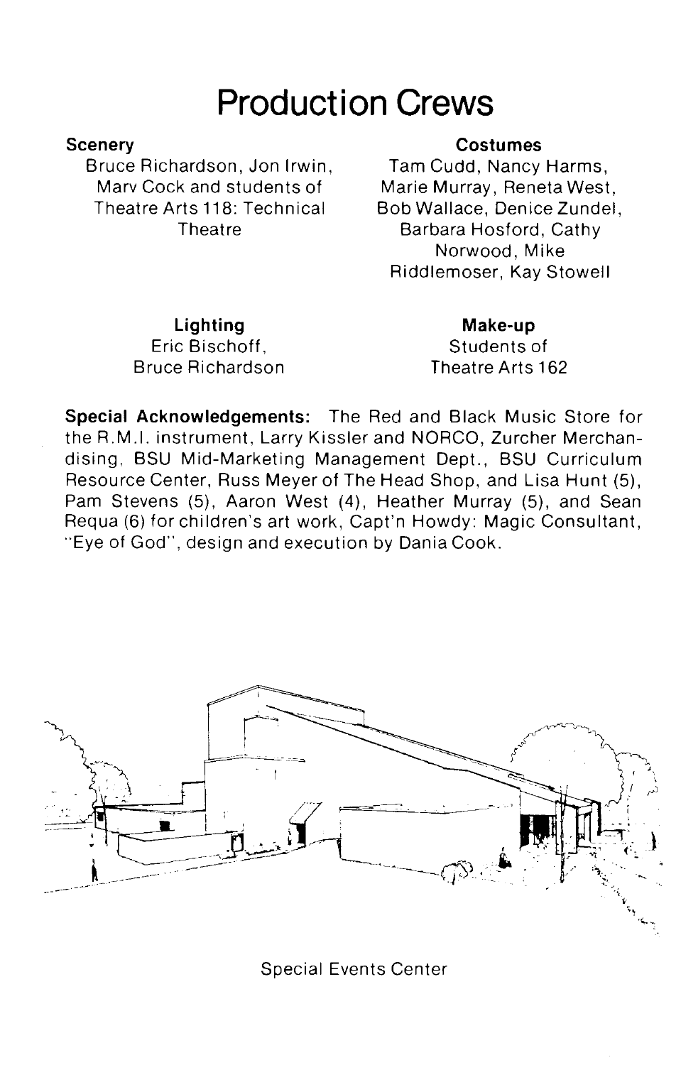# Production Crews

**Scenery**
Bruce Richardson, Jon Irwin, Marv Cock and students of Theatre Arts 118: Technical Theatre

**Costumes**
Tam Cudd, Nancy Harms, Marie Murray, Reneta West, Bob Wallace, Denice Zundel, Barbara Hosford, Cathy Norwood, Mike Riddlemoser, Kay Stowell

**Lighting**
Eric Bischoff, Bruce Richardson

**Make-up**
Students of Theatre Arts 162

**Special Acknowledgements:** The Red and Black Music Store for the R.M.I. instrument, Larry Kissler and NORCO, Zurcher Merchandising, BSU Mid-Marketing Management Dept., BSU Curriculum Resource Center, Russ Meyer of The Head Shop, and Lisa Hunt (5), Pam Stevens (5), Aaron West (4), Heather Murray (5), and Sean Requa (6) for children's art work, Capt'n Howdy: Magic Consultant, "Eye of God", design and execution by Dania Cook.

Special Events Center